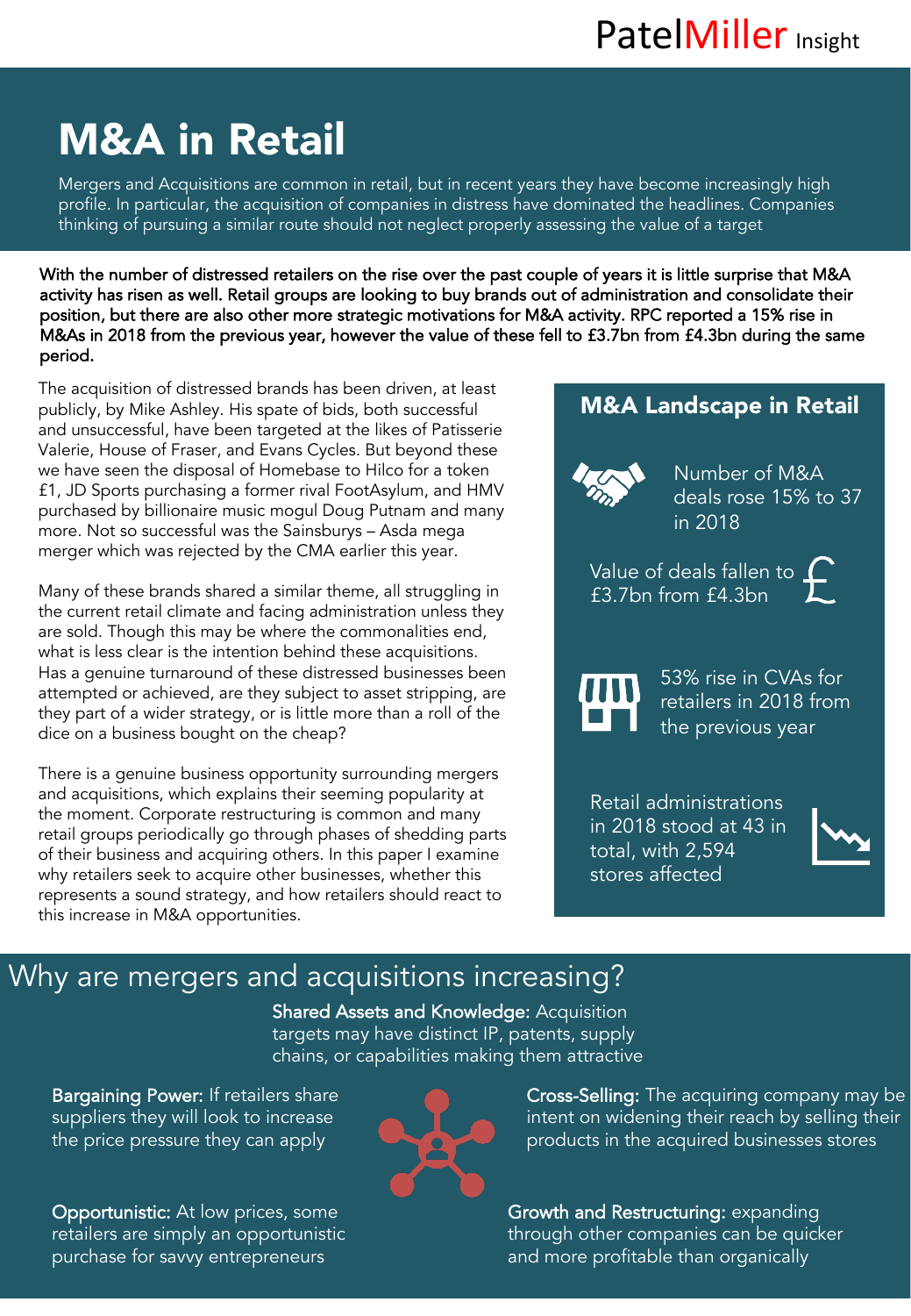PatelMiller Insight

# M&A in Retail

Mergers and Acquisitions are common in retail, but in recent years they have become increasingly high profile. In particular, the acquisition of companies in distress have dominated the headlines. Companies thinking of pursuing a similar route should not neglect properly assessing the value of a target

**With the number of distressed retailers on the rise over the past couple of years it is little surprise that M&A activity has risen as well. Retail groups are looking to buy brands out of administration and consolidate their position, but there are also other more strategic motivations for M&A activity. RPC reported a 15% rise in M&As in 2018 from the previous year, however the value of these fell to £3.7bn from £4.3bn during the same period.**

The acquisition of distressed brands has been driven, at least publicly, by Mike Ashley. His spate of bids, both successful and unsuccessful, have been targeted at the likes of Patisserie Valerie, House of Fraser, and Evans Cycles. But beyond these we have seen the disposal of Homebase to Hilco for a token £1, JD Sports purchasing a former rival FootAsylum, and HMV purchased by billionaire music mogul Doug Putnam and many more. Not so successful was the Sainsburys – Asda mega merger which was rejected by the CMA earlier this year.

Many of these brands shared a similar theme, all struggling in the current retail climate and facing administration unless they are sold. Though this may be where the commonalities end, what is less clear is the intention behind these acquisitions. Has a genuine turnaround of these distressed businesses been attempted or achieved, are they subject to asset stripping, are they part of a wider strategy, or is little more than a roll of the dice on a business bought on the cheap?

There is a genuine business opportunity surrounding mergers and acquisitions, which explains their seeming popularity at the moment. Corporate restructuring is common and many retail groups periodically go through phases of shedding parts of their business and acquiring others. In this paper I examine why retailers seek to acquire other businesses, whether this represents a sound strategy, and how retailers should react to this increase in M&A opportunities.

### M&A Landscape in Retail

- Number of M&A deals rose 15% to 37 in 2018
- Value of deals fallen to £3.7bn from £4.3bn
- 53% rise in CVAs for retailers in 2018 from the previous year
- Retail administrations in 2018 stood at 43 in total, with 2,594 stores affected

## Why are mergers and acquisitions increasing?

**Shared Assets and Knowledge:** Acquisition targets may have distinct IP, patents, supply chains, or capabilities making them attractive

**Bargaining Power:** If retailers share suppliers they will look to increase the price pressure they can apply

**Cross-Selling:** The acquiring company may be intent on widening their reach by selling their products in the acquired businesses stores

**Opportunistic:** At low prices, some retailers are simply an opportunistic purchase for savvy entrepreneurs

**Growth and Restructuring:** expanding through other companies can be quicker and more profitable than organically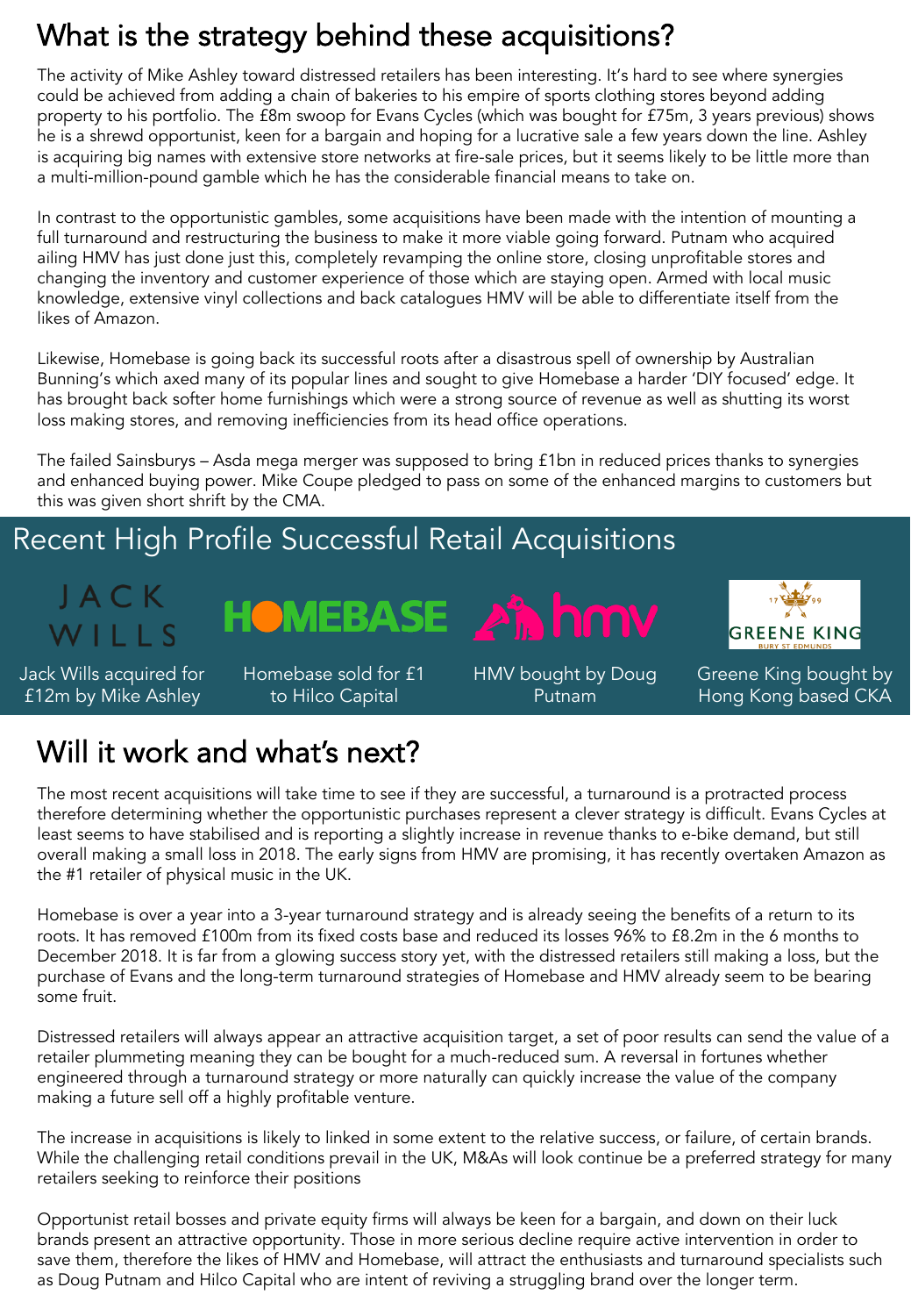# What is the strategy behind these acquisitions?

The activity of Mike Ashley toward distressed retailers has been interesting. It's hard to see where synergies could be achieved from adding a chain of bakeries to his empire of sports clothing stores beyond adding property to his portfolio. The £8m swoop for Evans Cycles (which was bought for £75m, 3 years previous) shows he is a shrewd opportunist, keen for a bargain and hoping for a lucrative sale a few years down the line. Ashley is acquiring big names with extensive store networks at fire-sale prices, but it seems likely to be little more than a multi-million-pound gamble which he has the considerable financial means to take on.

In contrast to the opportunistic gambles, some acquisitions have been made with the intention of mounting a full turnaround and restructuring the business to make it more viable going forward. Putnam who acquired ailing HMV has just done just this, completely revamping the online store, closing unprofitable stores and changing the inventory and customer experience of those which are staying open. Armed with local music knowledge, extensive vinyl collections and back catalogues HMV will be able to differentiate itself from the likes of Amazon.

Likewise, Homebase is going back its successful roots after a disastrous spell of ownership by Australian Bunning's which axed many of its popular lines and sought to give Homebase a harder 'DIY focused' edge. It has brought back softer home furnishings which were a strong source of revenue as well as shutting its worst loss making stores, and removing inefficiencies from its head office operations.

The failed Sainsburys – Asda mega merger was supposed to bring £1bn in reduced prices thanks to synergies and enhanced buying power. Mike Coupe pledged to pass on some of the enhanced margins to customers but this was given short shrift by the CMA.

## Recent High Profile Successful Retail Acquisitions

- JACK WILLS — Jack Wills acquired for £12m by Mike Ashley
- HOMEBASE — Homebase sold for £1 to Hilco Capital
- hmv — HMV bought by Doug Putnam
- GREENE KING — Greene King bought by Hong Kong based CKA

# Will it work and what's next?

The most recent acquisitions will take time to see if they are successful, a turnaround is a protracted process therefore determining whether the opportunistic purchases represent a clever strategy is difficult. Evans Cycles at least seems to have stabilised and is reporting a slightly increase in revenue thanks to e-bike demand, but still overall making a small loss in 2018. The early signs from HMV are promising, it has recently overtaken Amazon as the #1 retailer of physical music in the UK.

Homebase is over a year into a 3-year turnaround strategy and is already seeing the benefits of a return to its roots. It has removed £100m from its fixed costs base and reduced its losses 96% to £8.2m in the 6 months to December 2018. It is far from a glowing success story yet, with the distressed retailers still making a loss, but the purchase of Evans and the long-term turnaround strategies of Homebase and HMV already seem to be bearing some fruit.

Distressed retailers will always appear an attractive acquisition target, a set of poor results can send the value of a retailer plummeting meaning they can be bought for a much-reduced sum. A reversal in fortunes whether engineered through a turnaround strategy or more naturally can quickly increase the value of the company making a future sell off a highly profitable venture.

The increase in acquisitions is likely to linked in some extent to the relative success, or failure, of certain brands. While the challenging retail conditions prevail in the UK, M&As will look continue be a preferred strategy for many retailers seeking to reinforce their positions

Opportunist retail bosses and private equity firms will always be keen for a bargain, and down on their luck brands present an attractive opportunity. Those in more serious decline require active intervention in order to save them, therefore the likes of HMV and Homebase, will attract the enthusiasts and turnaround specialists such as Doug Putnam and Hilco Capital who are intent of reviving a struggling brand over the longer term.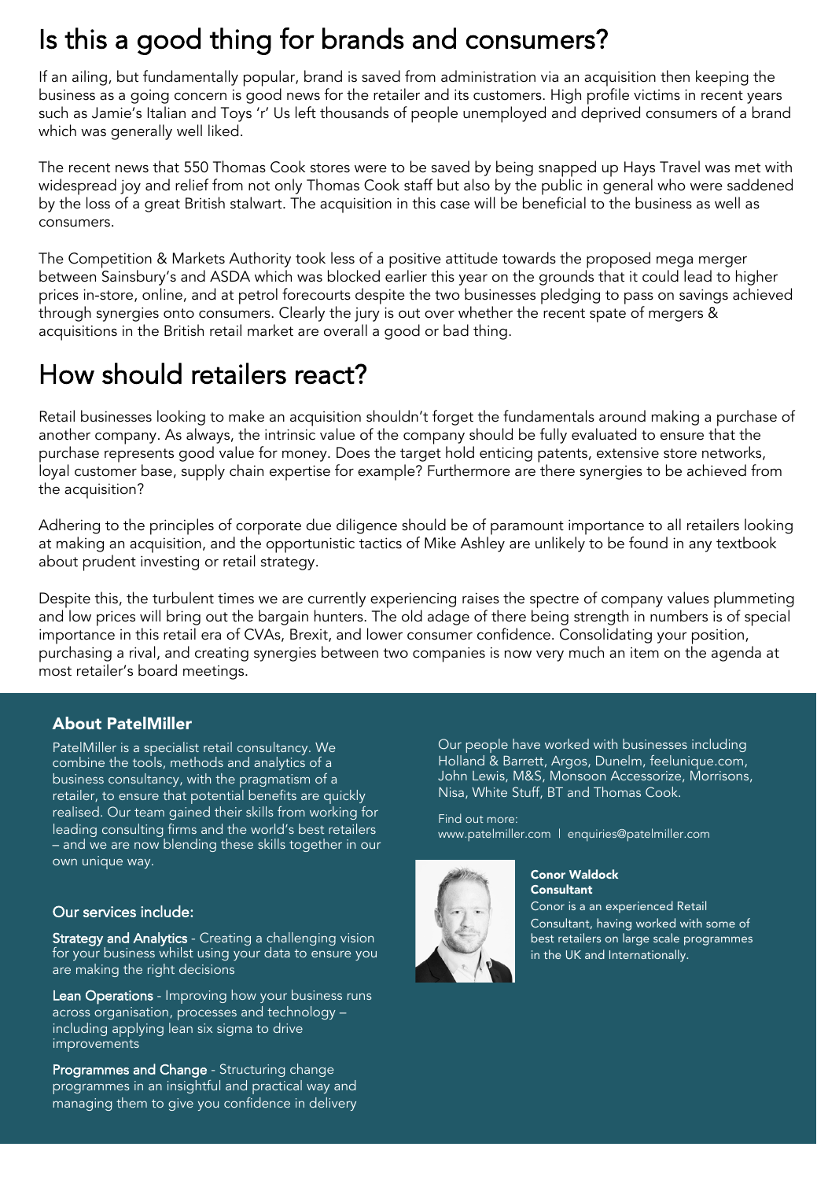## Is this a good thing for brands and consumers?

If an ailing, but fundamentally popular, brand is saved from administration via an acquisition then keeping the business as a going concern is good news for the retailer and its customers. High profile victims in recent years such as Jamie's Italian and Toys 'r' Us left thousands of people unemployed and deprived consumers of a brand which was generally well liked.

The recent news that 550 Thomas Cook stores were to be saved by being snapped up Hays Travel was met with widespread joy and relief from not only Thomas Cook staff but also by the public in general who were saddened by the loss of a great British stalwart. The acquisition in this case will be beneficial to the business as well as consumers.

The Competition & Markets Authority took less of a positive attitude towards the proposed mega merger between Sainsbury's and ASDA which was blocked earlier this year on the grounds that it could lead to higher prices in-store, online, and at petrol forecourts despite the two businesses pledging to pass on savings achieved through synergies onto consumers. Clearly the jury is out over whether the recent spate of mergers & acquisitions in the British retail market are overall a good or bad thing.

## How should retailers react?

Retail businesses looking to make an acquisition shouldn't forget the fundamentals around making a purchase of another company. As always, the intrinsic value of the company should be fully evaluated to ensure that the purchase represents good value for money. Does the target hold enticing patents, extensive store networks, loyal customer base, supply chain expertise for example? Furthermore are there synergies to be achieved from the acquisition?

Adhering to the principles of corporate due diligence should be of paramount importance to all retailers looking at making an acquisition, and the opportunistic tactics of Mike Ashley are unlikely to be found in any textbook about prudent investing or retail strategy.

Despite this, the turbulent times we are currently experiencing raises the spectre of company values plummeting and low prices will bring out the bargain hunters. The old adage of there being strength in numbers is of special importance in this retail era of CVAs, Brexit, and lower consumer confidence. Consolidating your position, purchasing a rival, and creating synergies between two companies is now very much an item on the agenda at most retailer's board meetings.

### About PatelMiller

PatelMiller is a specialist retail consultancy. We combine the tools, methods and analytics of a business consultancy, with the pragmatism of a retailer, to ensure that potential benefits are quickly realised. Our team gained their skills from working for leading consulting firms and the world's best retailers – and we are now blending these skills together in our own unique way.

#### Our services include:

**Strategy and Analytics** - Creating a challenging vision for your business whilst using your data to ensure you are making the right decisions

**Lean Operations** - Improving how your business runs across organisation, processes and technology – including applying lean six sigma to drive improvements

**Programmes and Change** - Structuring change programmes in an insightful and practical way and managing them to give you confidence in delivery

Our people have worked with businesses including Holland & Barrett, Argos, Dunelm, feelunique.com, John Lewis, M&S, Monsoon Accessorize, Morrisons, Nisa, White Stuff, BT and Thomas Cook.

Find out more:
www.patelmiller.com | enquiries@patelmiller.com

**Conor Waldock**
**Consultant**
Conor is a an experienced Retail Consultant, having worked with some of best retailers on large scale programmes in the UK and Internationally.